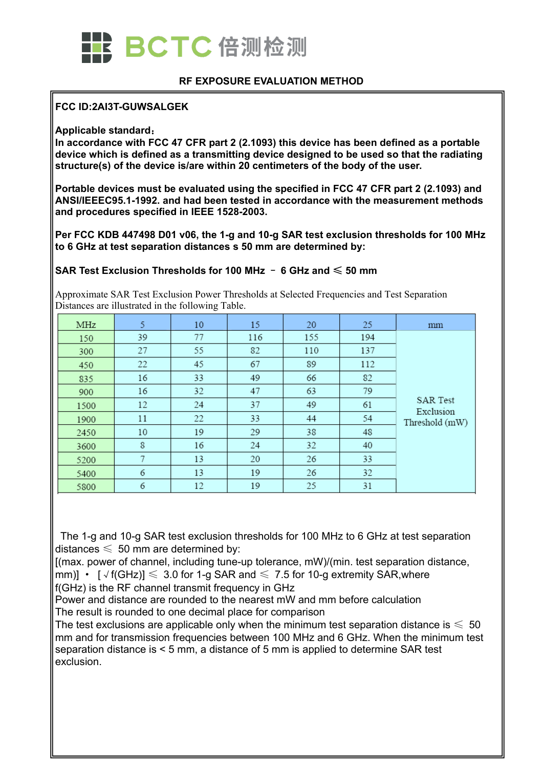## RF EXPOSURE EVALUATION METHOD

**FCC ID:2AI3T-GUWSALGEK**

**Applicable standard：**
**In accordance with FCC 47 CFR part 2 (2.1093) this device has been defined as a portable device which is defined as a transmitting device designed to be used so that the radiating structure(s) of the device is/are within 20 centimeters of the body of the user.**

**Portable devices must be evaluated using the specified in FCC 47 CFR part 2 (2.1093) and ANSI/IEEEC95.1-1992. and had been tested in accordance with the measurement methods and procedures specified in IEEE 1528-2003.**

**Per FCC KDB 447498 D01 v06, the 1-g and 10-g SAR test exclusion thresholds for 100 MHz to 6 GHz at test separation distances s 50 mm are determined by:**

**SAR Test Exclusion Thresholds for 100 MHz – 6 GHz and ≤ 50 mm**

Approximate SAR Test Exclusion Power Thresholds at Selected Frequencies and Test Separation Distances are illustrated in the following Table.

| MHz | 5 | 10 | 15 | 20 | 25 | mm |
|---|---|---|---|---|---|---|
| 150 | 39 | 77 | 116 | 155 | 194 | SAR Test Exclusion Threshold (mW) |
| 300 | 27 | 55 | 82 | 110 | 137 | |
| 450 | 22 | 45 | 67 | 89 | 112 | |
| 835 | 16 | 33 | 49 | 66 | 82 | |
| 900 | 16 | 32 | 47 | 63 | 79 | |
| 1500 | 12 | 24 | 37 | 49 | 61 | |
| 1900 | 11 | 22 | 33 | 44 | 54 | |
| 2450 | 10 | 19 | 29 | 38 | 48 | |
| 3600 | 8 | 16 | 24 | 32 | 40 | |
| 5200 | 7 | 13 | 20 | 26 | 33 | |
| 5400 | 6 | 13 | 19 | 26 | 32 | |
| 5800 | 6 | 12 | 19 | 25 | 31 | |

The 1-g and 10-g SAR test exclusion thresholds for 100 MHz to 6 GHz at test separation distances ≤ 50 mm are determined by:
[(max. power of channel, including tune-up tolerance, mW)/(min. test separation distance, mm)] • [√f(GHz)] ≤ 3.0 for 1-g SAR and ≤ 7.5 for 10-g extremity SAR,where
f(GHz) is the RF channel transmit frequency in GHz
Power and distance are rounded to the nearest mW and mm before calculation
The result is rounded to one decimal place for comparison
The test exclusions are applicable only when the minimum test separation distance is ≤ 50 mm and for transmission frequencies between 100 MHz and 6 GHz. When the minimum test separation distance is < 5 mm, a distance of 5 mm is applied to determine SAR test exclusion.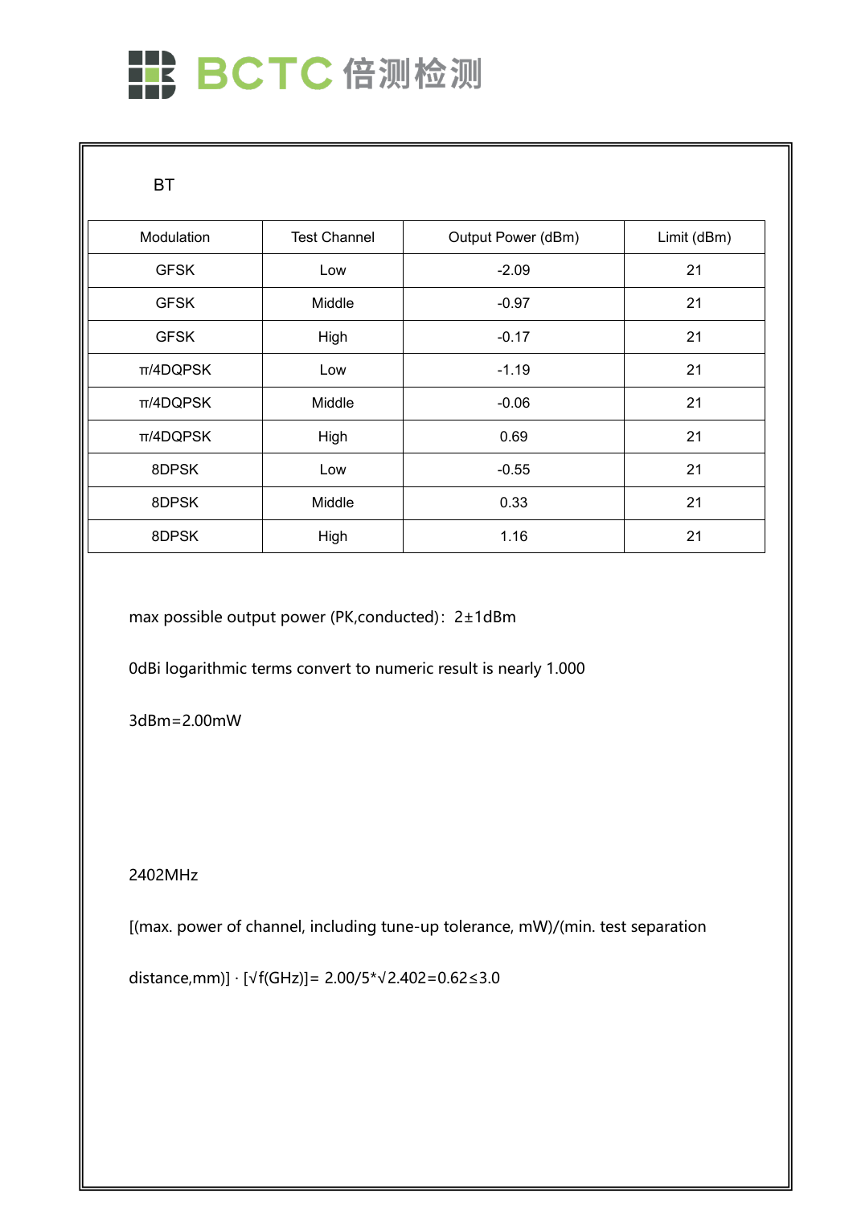BT

| Modulation | Test Channel | Output Power (dBm) | Limit (dBm) |
| --- | --- | --- | --- |
| GFSK | Low | -2.09 | 21 |
| GFSK | Middle | -0.97 | 21 |
| GFSK | High | -0.17 | 21 |
| π/4DQPSK | Low | -1.19 | 21 |
| π/4DQPSK | Middle | -0.06 | 21 |
| π/4DQPSK | High | 0.69 | 21 |
| 8DPSK | Low | -0.55 | 21 |
| 8DPSK | Middle | 0.33 | 21 |
| 8DPSK | High | 1.16 | 21 |

max possible output power (PK,conducted)：2±1dBm

0dBi logarithmic terms convert to numeric result is nearly 1.000

3dBm=2.00mW

2402MHz

[(max. power of channel, including tune-up tolerance, mW)/(min. test separation

distance,mm)] · [√f(GHz)]= 2.00/5*√2.402=0.62≤3.0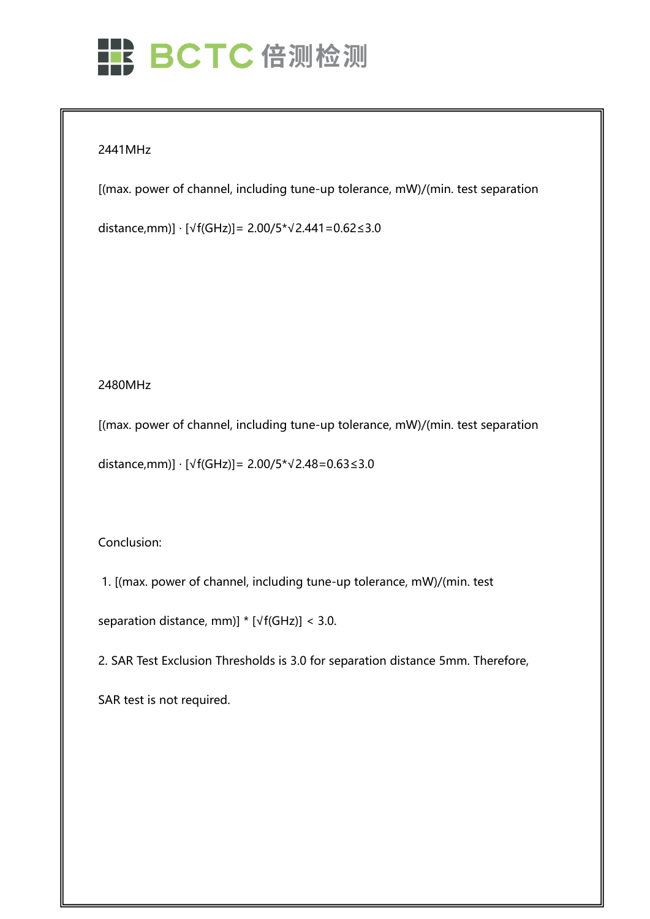2441MHz

[(max. power of channel, including tune-up tolerance, mW)/(min. test separation distance,mm)] · [√f(GHz)]= 2.00/5*√2.441=0.62≤3.0

2480MHz

[(max. power of channel, including tune-up tolerance, mW)/(min. test separation distance,mm)] · [√f(GHz)]= 2.00/5*√2.48=0.63≤3.0

Conclusion:

1. [(max. power of channel, including tune-up tolerance, mW)/(min. test separation distance, mm)] * [√f(GHz)] < 3.0.

2. SAR Test Exclusion Thresholds is 3.0 for separation distance 5mm. Therefore, SAR test is not required.